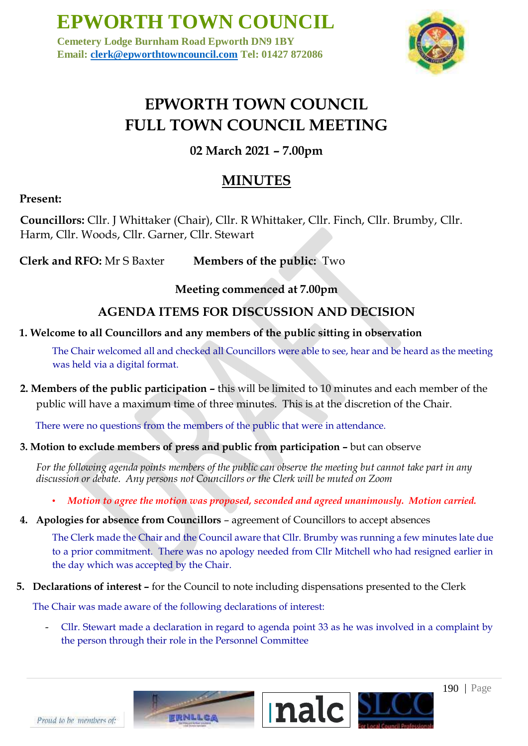# EPWORTH TOWN COUNCIL

**Cemetery Lodge Burnham Road Epworth DN9 1BY**
**Email: clerk@epworthtowncouncil.com Tel: 01427 872086**

## EPWORTH TOWN COUNCIL
## FULL TOWN COUNCIL MEETING

### 02 March 2021 – 7.00pm

## MINUTES

**Present:**

**Councillors:** Cllr. J Whittaker (Chair), Cllr. R Whittaker, Cllr. Finch, Cllr. Brumby, Cllr. Harm, Cllr. Woods, Cllr. Garner, Cllr. Stewart

**Clerk and RFO:** Mr S Baxter **Members of the public:** Two

**Meeting commenced at 7.00pm**

### AGENDA ITEMS FOR DISCUSSION AND DECISION

**1. Welcome to all Councillors and any members of the public sitting in observation**

The Chair welcomed all and checked all Councillors were able to see, hear and be heard as the meeting was held via a digital format.

**2. Members of the public participation –** this will be limited to 10 minutes and each member of the public will have a maximum time of three minutes. This is at the discretion of the Chair.

There were no questions from the members of the public that were in attendance.

**3. Motion to exclude members of press and public from participation –** but can observe

*For the following agenda points members of the public can observe the meeting but cannot take part in any discussion or debate. Any persons not Councillors or the Clerk will be muted on Zoom*

- ***Motion to agree the motion was proposed, seconded and agreed unanimously. Motion carried.***

**4. Apologies for absence from Councillors** – agreement of Councillors to accept absences

The Clerk made the Chair and the Council aware that Cllr. Brumby was running a few minutes late due to a prior commitment. There was no apology needed from Cllr Mitchell who had resigned earlier in the day which was accepted by the Chair.

**5. Declarations of interest –** for the Council to note including dispensations presented to the Clerk

The Chair was made aware of the following declarations of interest:

- Cllr. Stewart made a declaration in regard to agenda point 33 as he was involved in a complaint by the person through their role in the Personnel Committee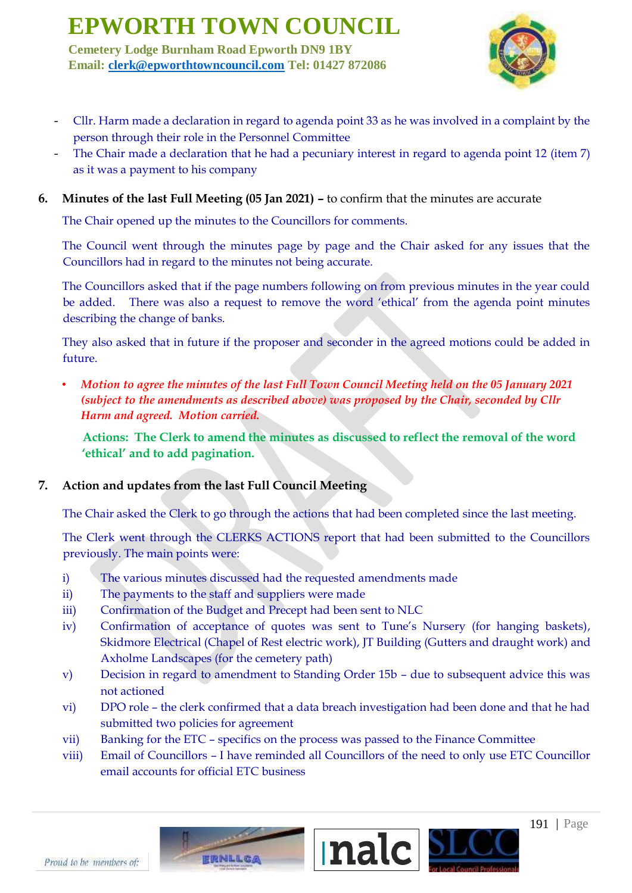- Cllr. Harm made a declaration in regard to agenda point 33 as he was involved in a complaint by the person through their role in the Personnel Committee
- The Chair made a declaration that he had a pecuniary interest in regard to agenda point 12 (item 7) as it was a payment to his company

**6. Minutes of the last Full Meeting (05 Jan 2021) –** to confirm that the minutes are accurate

The Chair opened up the minutes to the Councillors for comments.

The Council went through the minutes page by page and the Chair asked for any issues that the Councillors had in regard to the minutes not being accurate.

The Councillors asked that if the page numbers following on from previous minutes in the year could be added. There was also a request to remove the word 'ethical' from the agenda point minutes describing the change of banks.

They also asked that in future if the proposer and seconder in the agreed motions could be added in future.

- ***Motion to agree the minutes of the last Full Town Council Meeting held on the 05 January 2021 (subject to the amendments as described above) was proposed by the Chair, seconded by Cllr Harm and agreed. Motion carried.***

**Actions: The Clerk to amend the minutes as discussed to reflect the removal of the word 'ethical' and to add pagination.**

**7. Action and updates from the last Full Council Meeting**

The Chair asked the Clerk to go through the actions that had been completed since the last meeting.

The Clerk went through the CLERKS ACTIONS report that had been submitted to the Councillors previously. The main points were:

i) The various minutes discussed had the requested amendments made
ii) The payments to the staff and suppliers were made
iii) Confirmation of the Budget and Precept had been sent to NLC
iv) Confirmation of acceptance of quotes was sent to Tune's Nursery (for hanging baskets), Skidmore Electrical (Chapel of Rest electric work), JT Building (Gutters and draught work) and Axholme Landscapes (for the cemetery path)
v) Decision in regard to amendment to Standing Order 15b – due to subsequent advice this was not actioned
vi) DPO role – the clerk confirmed that a data breach investigation had been done and that he had submitted two policies for agreement
vii) Banking for the ETC – specifics on the process was passed to the Finance Committee
viii) Email of Councillors – I have reminded all Councillors of the need to only use ETC Councillor email accounts for official ETC business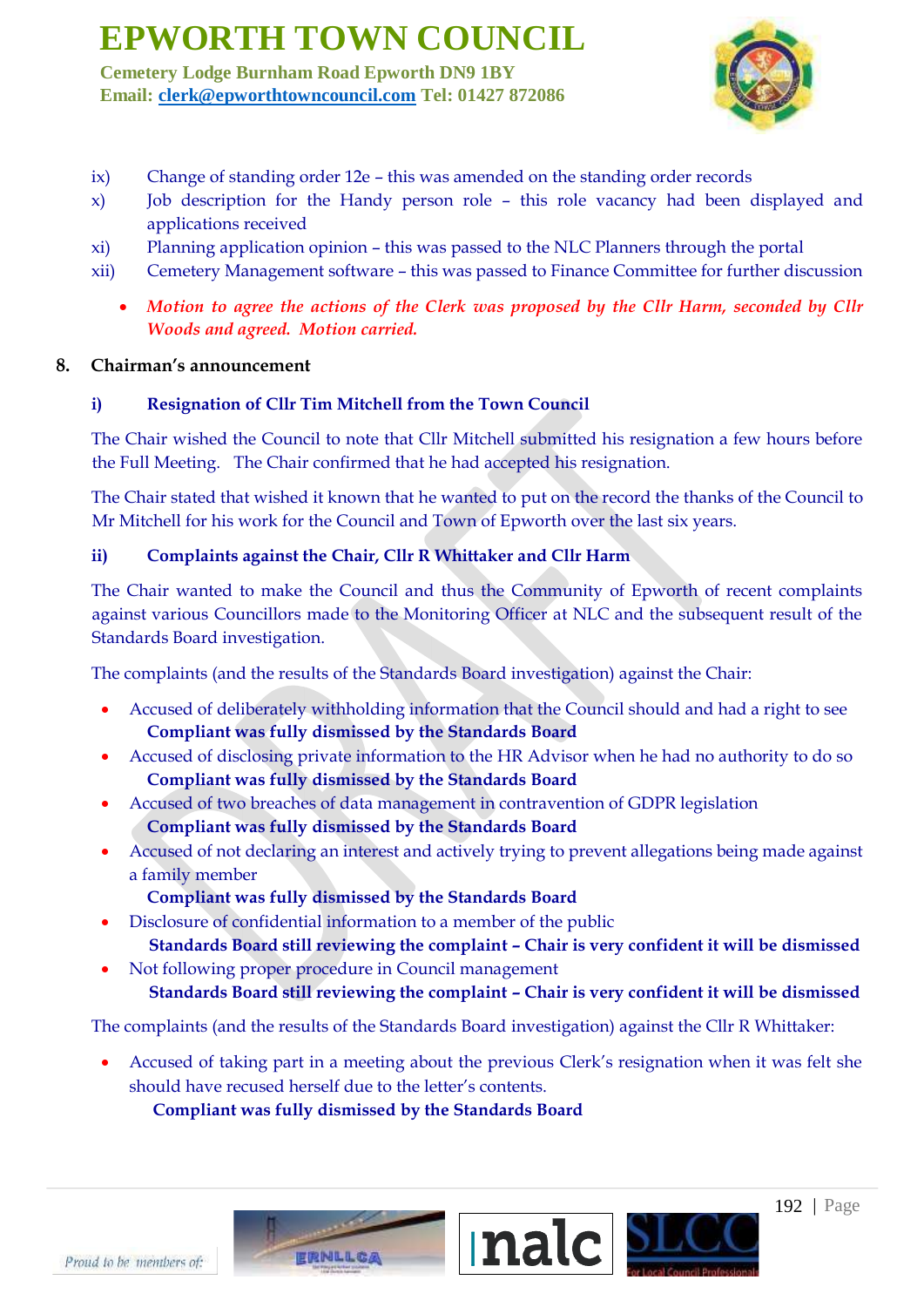ix) Change of standing order 12e – this was amended on the standing order records

x) Job description for the Handy person role – this role vacancy had been displayed and applications received

xi) Planning application opinion – this was passed to the NLC Planners through the portal

xii) Cemetery Management software – this was passed to Finance Committee for further discussion

- *Motion to agree the actions of the Clerk was proposed by the Cllr Harm, seconded by Cllr Woods and agreed. Motion carried.*

## 8. Chairman's announcement

### i) Resignation of Cllr Tim Mitchell from the Town Council

The Chair wished the Council to note that Cllr Mitchell submitted his resignation a few hours before the Full Meeting. The Chair confirmed that he had accepted his resignation.

The Chair stated that wished it known that he wanted to put on the record the thanks of the Council to Mr Mitchell for his work for the Council and Town of Epworth over the last six years.

### ii) Complaints against the Chair, Cllr R Whittaker and Cllr Harm

The Chair wanted to make the Council and thus the Community of Epworth of recent complaints against various Councillors made to the Monitoring Officer at NLC and the subsequent result of the Standards Board investigation.

The complaints (and the results of the Standards Board investigation) against the Chair:

- Accused of deliberately withholding information that the Council should and had a right to see
  **Compliant was fully dismissed by the Standards Board**
- Accused of disclosing private information to the HR Advisor when he had no authority to do so
  **Compliant was fully dismissed by the Standards Board**
- Accused of two breaches of data management in contravention of GDPR legislation
  **Compliant was fully dismissed by the Standards Board**
- Accused of not declaring an interest and actively trying to prevent allegations being made against a family member
  **Compliant was fully dismissed by the Standards Board**
- Disclosure of confidential information to a member of the public
  **Standards Board still reviewing the complaint – Chair is very confident it will be dismissed**
- Not following proper procedure in Council management
  **Standards Board still reviewing the complaint – Chair is very confident it will be dismissed**

The complaints (and the results of the Standards Board investigation) against the Cllr R Whittaker:

- Accused of taking part in a meeting about the previous Clerk's resignation when it was felt she should have recused herself due to the letter's contents.
  **Compliant was fully dismissed by the Standards Board**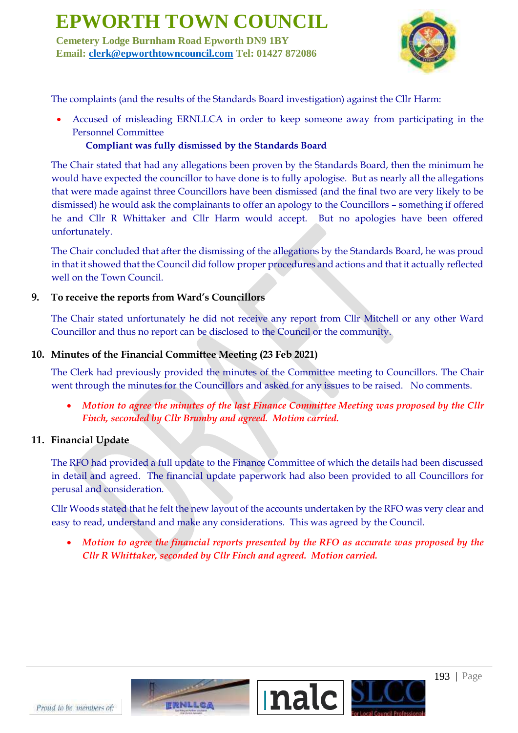The complaints (and the results of the Standards Board investigation) against the Cllr Harm:

- Accused of misleading ERNLLCA in order to keep someone away from participating in the Personnel Committee

  **Compliant was fully dismissed by the Standards Board**

The Chair stated that had any allegations been proven by the Standards Board, then the minimum he would have expected the councillor to have done is to fully apologise. But as nearly all the allegations that were made against three Councillors have been dismissed (and the final two are very likely to be dismissed) he would ask the complainants to offer an apology to the Councillors – something if offered he and Cllr R Whittaker and Cllr Harm would accept. But no apologies have been offered unfortunately.

The Chair concluded that after the dismissing of the allegations by the Standards Board, he was proud in that it showed that the Council did follow proper procedures and actions and that it actually reflected well on the Town Council.

## 9. To receive the reports from Ward's Councillors

The Chair stated unfortunately he did not receive any report from Cllr Mitchell or any other Ward Councillor and thus no report can be disclosed to the Council or the community.

## 10. Minutes of the Financial Committee Meeting (23 Feb 2021)

The Clerk had previously provided the minutes of the Committee meeting to Councillors. The Chair went through the minutes for the Councillors and asked for any issues to be raised. No comments.

- *Motion to agree the minutes of the last Finance Committee Meeting was proposed by the Cllr Finch, seconded by Cllr Brumby and agreed. Motion carried.*

## 11. Financial Update

The RFO had provided a full update to the Finance Committee of which the details had been discussed in detail and agreed. The financial update paperwork had also been provided to all Councillors for perusal and consideration.

Cllr Woods stated that he felt the new layout of the accounts undertaken by the RFO was very clear and easy to read, understand and make any considerations. This was agreed by the Council.

- *Motion to agree the financial reports presented by the RFO as accurate was proposed by the Cllr R Whittaker, seconded by Cllr Finch and agreed. Motion carried.*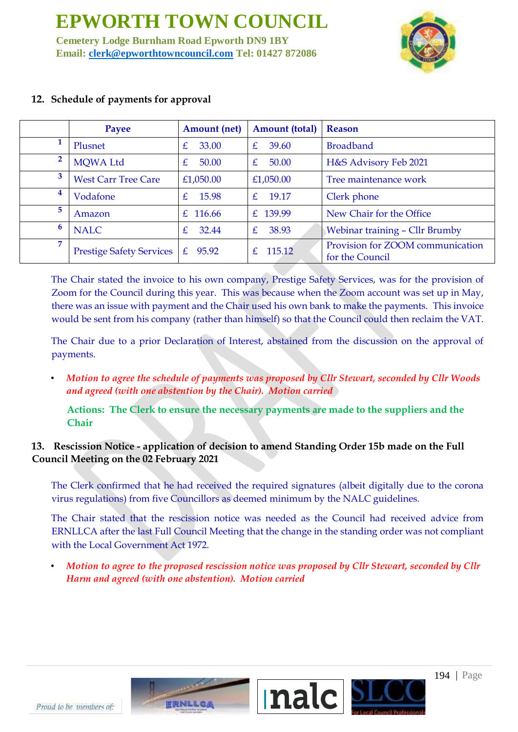## 12. Schedule of payments for approval

| | Payee | Amount (net) | Amount (total) | Reason |
|---|---|---|---|---|
| 1 | Plusnet | £ 33.00 | £ 39.60 | Broadband |
| 2 | MQWA Ltd | £ 50.00 | £ 50.00 | H&S Advisory Feb 2021 |
| 3 | West Carr Tree Care | £1,050.00 | £1,050.00 | Tree maintenance work |
| 4 | Vodafone | £ 15.98 | £ 19.17 | Clerk phone |
| 5 | Amazon | £ 116.66 | £ 139.99 | New Chair for the Office |
| 6 | NALC | £ 32.44 | £ 38.93 | Webinar training – Cllr Brumby |
| 7 | Prestige Safety Services | £ 95.92 | £ 115.12 | Provision for ZOOM communication for the Council |

The Chair stated the invoice to his own company, Prestige Safety Services, was for the provision of Zoom for the Council during this year. This was because when the Zoom account was set up in May, there was an issue with payment and the Chair used his own bank to make the payments. This invoice would be sent from his company (rather than himself) so that the Council could then reclaim the VAT.

The Chair due to a prior Declaration of Interest, abstained from the discussion on the approval of payments.

- *Motion to agree the schedule of payments was proposed by Cllr Stewart, seconded by Cllr Woods and agreed (with one abstention by the Chair). Motion carried*

**Actions: The Clerk to ensure the necessary payments are made to the suppliers and the Chair**

## 13. Rescission Notice - application of decision to amend Standing Order 15b made on the Full Council Meeting on the 02 February 2021

The Clerk confirmed that he had received the required signatures (albeit digitally due to the corona virus regulations) from five Councillors as deemed minimum by the NALC guidelines.

The Chair stated that the rescission notice was needed as the Council had received advice from ERNLLCA after the last Full Council Meeting that the change in the standing order was not compliant with the Local Government Act 1972.

- *Motion to agree to the proposed rescission notice was proposed by Cllr Stewart, seconded by Cllr Harm and agreed (with one abstention). Motion carried*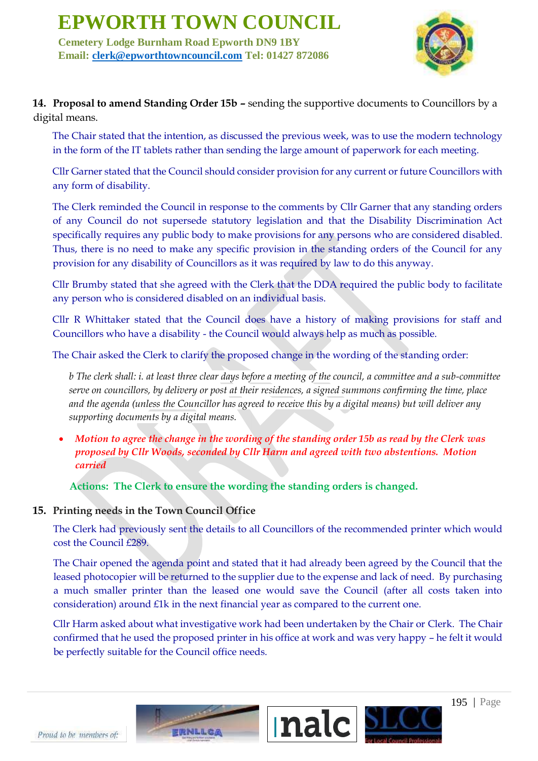**14. Proposal to amend Standing Order 15b –** sending the supportive documents to Councillors by a digital means.

The Chair stated that the intention, as discussed the previous week, was to use the modern technology in the form of the IT tablets rather than sending the large amount of paperwork for each meeting.

Cllr Garner stated that the Council should consider provision for any current or future Councillors with any form of disability.

The Clerk reminded the Council in response to the comments by Cllr Garner that any standing orders of any Council do not supersede statutory legislation and that the Disability Discrimination Act specifically requires any public body to make provisions for any persons who are considered disabled. Thus, there is no need to make any specific provision in the standing orders of the Council for any provision for any disability of Councillors as it was required by law to do this anyway.

Cllr Brumby stated that she agreed with the Clerk that the DDA required the public body to facilitate any person who is considered disabled on an individual basis.

Cllr R Whittaker stated that the Council does have a history of making provisions for staff and Councillors who have a disability - the Council would always help as much as possible.

The Chair asked the Clerk to clarify the proposed change in the wording of the standing order:

*b The clerk shall: i. at least three clear days before a meeting of the council, a committee and a sub-committee serve on councillors, by delivery or post at their residences, a signed summons confirming the time, place and the agenda (unless the Councillor has agreed to receive this by a digital means) but will deliver any supporting documents by a digital means.*

- ***Motion to agree the change in the wording of the standing order 15b as read by the Clerk was proposed by Cllr Woods, seconded by Cllr Harm and agreed with two abstentions. Motion carried***

**Actions: The Clerk to ensure the wording the standing orders is changed.**

**15. Printing needs in the Town Council Office**

The Clerk had previously sent the details to all Councillors of the recommended printer which would cost the Council £289.

The Chair opened the agenda point and stated that it had already been agreed by the Council that the leased photocopier will be returned to the supplier due to the expense and lack of need. By purchasing a much smaller printer than the leased one would save the Council (after all costs taken into consideration) around £1k in the next financial year as compared to the current one.

Cllr Harm asked about what investigative work had been undertaken by the Chair or Clerk. The Chair confirmed that he used the proposed printer in his office at work and was very happy – he felt it would be perfectly suitable for the Council office needs.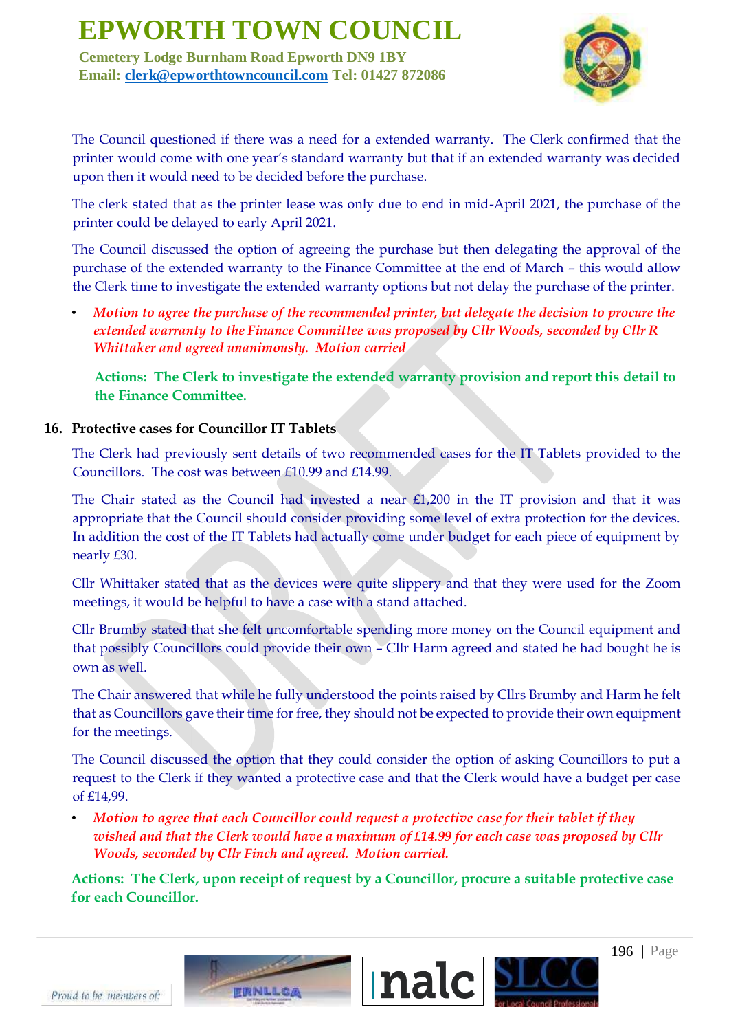The Council questioned if there was a need for a extended warranty. The Clerk confirmed that the printer would come with one year's standard warranty but that if an extended warranty was decided upon then it would need to be decided before the purchase.

The clerk stated that as the printer lease was only due to end in mid-April 2021, the purchase of the printer could be delayed to early April 2021.

The Council discussed the option of agreeing the purchase but then delegating the approval of the purchase of the extended warranty to the Finance Committee at the end of March – this would allow the Clerk time to investigate the extended warranty options but not delay the purchase of the printer.

- ***Motion to agree the purchase of the recommended printer, but delegate the decision to procure the extended warranty to the Finance Committee was proposed by Cllr Woods, seconded by Cllr R Whittaker and agreed unanimously. Motion carried***

**Actions: The Clerk to investigate the extended warranty provision and report this detail to the Finance Committee.**

## 16. Protective cases for Councillor IT Tablets

The Clerk had previously sent details of two recommended cases for the IT Tablets provided to the Councillors. The cost was between £10.99 and £14.99.

The Chair stated as the Council had invested a near £1,200 in the IT provision and that it was appropriate that the Council should consider providing some level of extra protection for the devices. In addition the cost of the IT Tablets had actually come under budget for each piece of equipment by nearly £30.

Cllr Whittaker stated that as the devices were quite slippery and that they were used for the Zoom meetings, it would be helpful to have a case with a stand attached.

Cllr Brumby stated that she felt uncomfortable spending more money on the Council equipment and that possibly Councillors could provide their own – Cllr Harm agreed and stated he had bought he is own as well.

The Chair answered that while he fully understood the points raised by Cllrs Brumby and Harm he felt that as Councillors gave their time for free, they should not be expected to provide their own equipment for the meetings.

The Council discussed the option that they could consider the option of asking Councillors to put a request to the Clerk if they wanted a protective case and that the Clerk would have a budget per case of £14,99.

- ***Motion to agree that each Councillor could request a protective case for their tablet if they wished and that the Clerk would have a maximum of £14.99 for each case was proposed by Cllr Woods, seconded by Cllr Finch and agreed. Motion carried.***

**Actions: The Clerk, upon receipt of request by a Councillor, procure a suitable protective case for each Councillor.**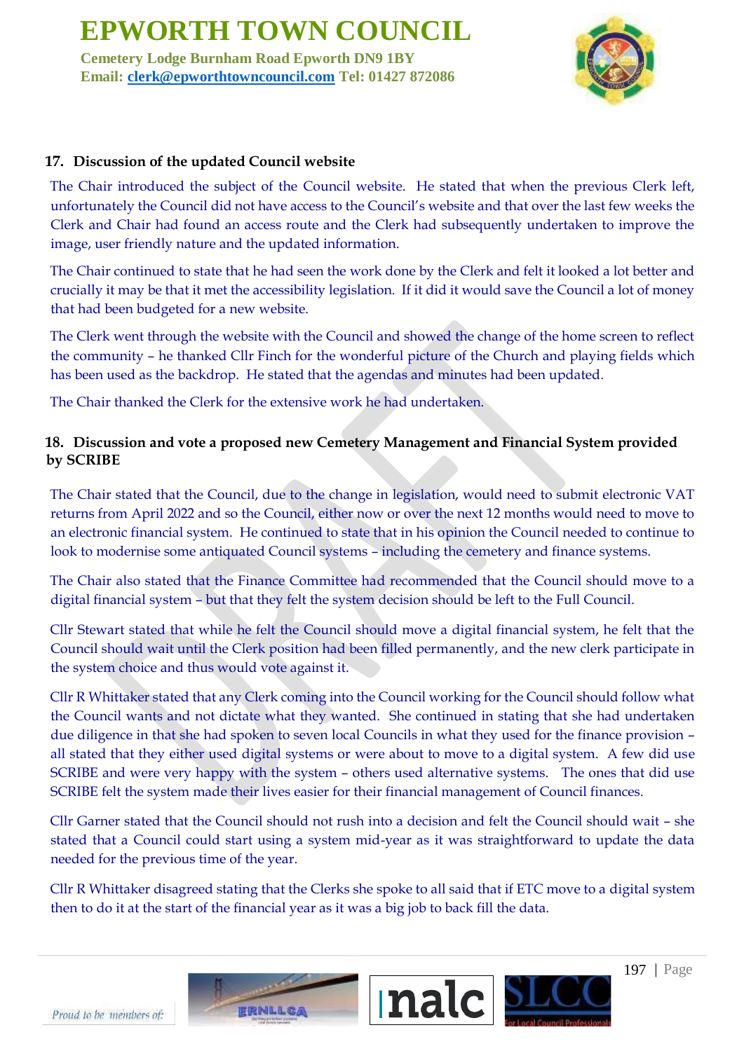### 17. Discussion of the updated Council website

The Chair introduced the subject of the Council website. He stated that when the previous Clerk left, unfortunately the Council did not have access to the Council's website and that over the last few weeks the Clerk and Chair had found an access route and the Clerk had subsequently undertaken to improve the image, user friendly nature and the updated information.

The Chair continued to state that he had seen the work done by the Clerk and felt it looked a lot better and crucially it may be that it met the accessibility legislation. If it did it would save the Council a lot of money that had been budgeted for a new website.

The Clerk went through the website with the Council and showed the change of the home screen to reflect the community – he thanked Cllr Finch for the wonderful picture of the Church and playing fields which has been used as the backdrop. He stated that the agendas and minutes had been updated.

The Chair thanked the Clerk for the extensive work he had undertaken.

### 18. Discussion and vote a proposed new Cemetery Management and Financial System provided by SCRIBE

The Chair stated that the Council, due to the change in legislation, would need to submit electronic VAT returns from April 2022 and so the Council, either now or over the next 12 months would need to move to an electronic financial system. He continued to state that in his opinion the Council needed to continue to look to modernise some antiquated Council systems – including the cemetery and finance systems.

The Chair also stated that the Finance Committee had recommended that the Council should move to a digital financial system – but that they felt the system decision should be left to the Full Council.

Cllr Stewart stated that while he felt the Council should move a digital financial system, he felt that the Council should wait until the Clerk position had been filled permanently, and the new clerk participate in the system choice and thus would vote against it.

Cllr R Whittaker stated that any Clerk coming into the Council working for the Council should follow what the Council wants and not dictate what they wanted. She continued in stating that she had undertaken due diligence in that she had spoken to seven local Councils in what they used for the finance provision – all stated that they either used digital systems or were about to move to a digital system. A few did use SCRIBE and were very happy with the system – others used alternative systems. The ones that did use SCRIBE felt the system made their lives easier for their financial management of Council finances.

Cllr Garner stated that the Council should not rush into a decision and felt the Council should wait – she stated that a Council could start using a system mid-year as it was straightforward to update the data needed for the previous time of the year.

Cllr R Whittaker disagreed stating that the Clerks she spoke to all said that if ETC move to a digital system then to do it at the start of the financial year as it was a big job to back fill the data.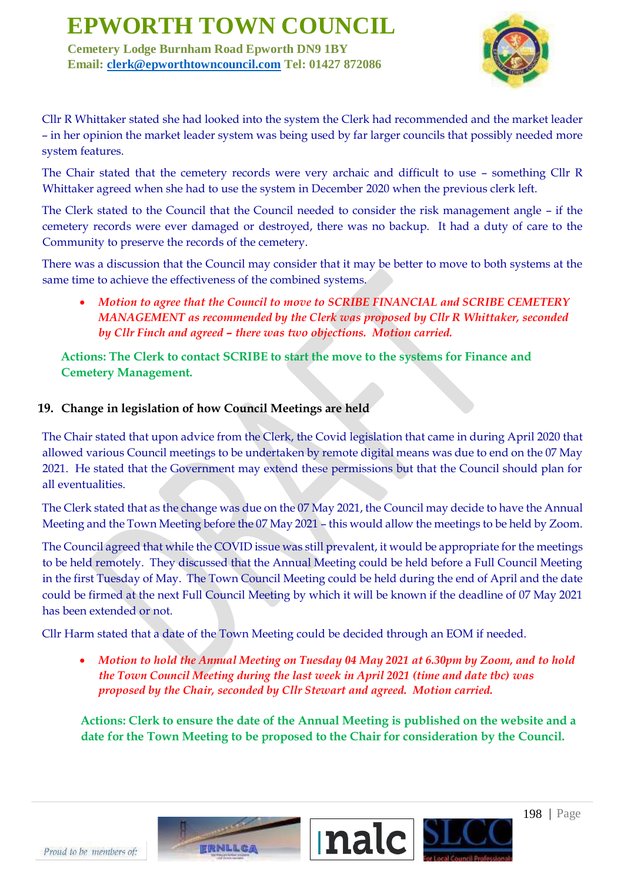Cllr R Whittaker stated she had looked into the system the Clerk had recommended and the market leader – in her opinion the market leader system was being used by far larger councils that possibly needed more system features.

The Chair stated that the cemetery records were very archaic and difficult to use – something Cllr R Whittaker agreed when she had to use the system in December 2020 when the previous clerk left.

The Clerk stated to the Council that the Council needed to consider the risk management angle – if the cemetery records were ever damaged or destroyed, there was no backup. It had a duty of care to the Community to preserve the records of the cemetery.

There was a discussion that the Council may consider that it may be better to move to both systems at the same time to achieve the effectiveness of the combined systems.

- ***Motion to agree that the Council to move to SCRIBE FINANCIAL and SCRIBE CEMETERY MANAGEMENT as recommended by the Clerk was proposed by Cllr R Whittaker, seconded by Cllr Finch and agreed – there was two objections. Motion carried.***

**Actions: The Clerk to contact SCRIBE to start the move to the systems for Finance and Cemetery Management.**

## 19. Change in legislation of how Council Meetings are held

The Chair stated that upon advice from the Clerk, the Covid legislation that came in during April 2020 that allowed various Council meetings to be undertaken by remote digital means was due to end on the 07 May 2021. He stated that the Government may extend these permissions but that the Council should plan for all eventualities.

The Clerk stated that as the change was due on the 07 May 2021, the Council may decide to have the Annual Meeting and the Town Meeting before the 07 May 2021 – this would allow the meetings to be held by Zoom.

The Council agreed that while the COVID issue was still prevalent, it would be appropriate for the meetings to be held remotely. They discussed that the Annual Meeting could be held before a Full Council Meeting in the first Tuesday of May. The Town Council Meeting could be held during the end of April and the date could be firmed at the next Full Council Meeting by which it will be known if the deadline of 07 May 2021 has been extended or not.

Cllr Harm stated that a date of the Town Meeting could be decided through an EOM if needed.

- ***Motion to hold the Annual Meeting on Tuesday 04 May 2021 at 6.30pm by Zoom, and to hold the Town Council Meeting during the last week in April 2021 (time and date tbc) was proposed by the Chair, seconded by Cllr Stewart and agreed. Motion carried.***

**Actions: Clerk to ensure the date of the Annual Meeting is published on the website and a date for the Town Meeting to be proposed to the Chair for consideration by the Council.**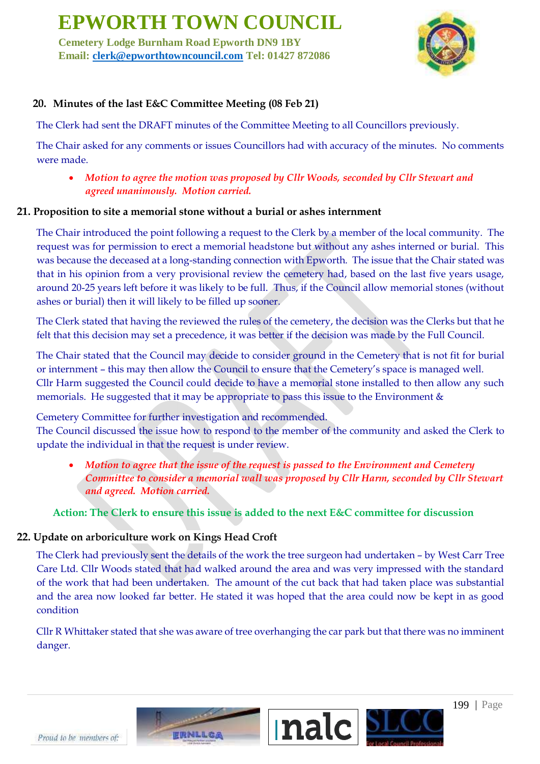### 20. Minutes of the last E&C Committee Meeting (08 Feb 21)

The Clerk had sent the DRAFT minutes of the Committee Meeting to all Councillors previously.

The Chair asked for any comments or issues Councillors had with accuracy of the minutes. No comments were made.

- *Motion to agree the motion was proposed by Cllr Woods, seconded by Cllr Stewart and agreed unanimously. Motion carried.*

### 21. Proposition to site a memorial stone without a burial or ashes internment

The Chair introduced the point following a request to the Clerk by a member of the local community. The request was for permission to erect a memorial headstone but without any ashes interned or burial. This was because the deceased at a long-standing connection with Epworth. The issue that the Chair stated was that in his opinion from a very provisional review the cemetery had, based on the last five years usage, around 20-25 years left before it was likely to be full. Thus, if the Council allow memorial stones (without ashes or burial) then it will likely to be filled up sooner.

The Clerk stated that having the reviewed the rules of the cemetery, the decision was the Clerks but that he felt that this decision may set a precedence, it was better if the decision was made by the Full Council.

The Chair stated that the Council may decide to consider ground in the Cemetery that is not fit for burial or internment – this may then allow the Council to ensure that the Cemetery's space is managed well. Cllr Harm suggested the Council could decide to have a memorial stone installed to then allow any such memorials. He suggested that it may be appropriate to pass this issue to the Environment & Cemetery Committee for further investigation and recommended.

The Council discussed the issue how to respond to the member of the community and asked the Clerk to update the individual in that the request is under review.

- *Motion to agree that the issue of the request is passed to the Environment and Cemetery Committee to consider a memorial wall was proposed by Cllr Harm, seconded by Cllr Stewart and agreed. Motion carried.*

**Action: The Clerk to ensure this issue is added to the next E&C committee for discussion**

### 22. Update on arboriculture work on Kings Head Croft

The Clerk had previously sent the details of the work the tree surgeon had undertaken – by West Carr Tree Care Ltd. Cllr Woods stated that had walked around the area and was very impressed with the standard of the work that had been undertaken. The amount of the cut back that had taken place was substantial and the area now looked far better. He stated it was hoped that the area could now be kept in as good condition

Cllr R Whittaker stated that she was aware of tree overhanging the car park but that there was no imminent danger.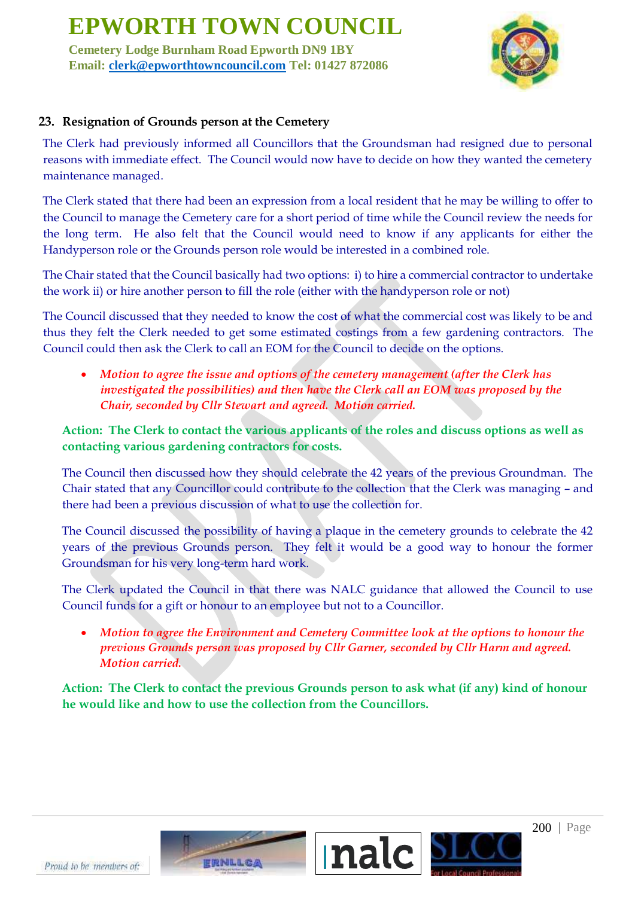### 23. Resignation of Grounds person at the Cemetery

The Clerk had previously informed all Councillors that the Groundsman had resigned due to personal reasons with immediate effect. The Council would now have to decide on how they wanted the cemetery maintenance managed.

The Clerk stated that there had been an expression from a local resident that he may be willing to offer to the Council to manage the Cemetery care for a short period of time while the Council review the needs for the long term. He also felt that the Council would need to know if any applicants for either the Handyperson role or the Grounds person role would be interested in a combined role.

The Chair stated that the Council basically had two options: i) to hire a commercial contractor to undertake the work ii) or hire another person to fill the role (either with the handyperson role or not)

The Council discussed that they needed to know the cost of what the commercial cost was likely to be and thus they felt the Clerk needed to get some estimated costings from a few gardening contractors. The Council could then ask the Clerk to call an EOM for the Council to decide on the options.

- *Motion to agree the issue and options of the cemetery management (after the Clerk has investigated the possibilities) and then have the Clerk call an EOM was proposed by the Chair, seconded by Cllr Stewart and agreed. Motion carried.*

**Action: The Clerk to contact the various applicants of the roles and discuss options as well as contacting various gardening contractors for costs.**

The Council then discussed how they should celebrate the 42 years of the previous Groundman. The Chair stated that any Councillor could contribute to the collection that the Clerk was managing – and there had been a previous discussion of what to use the collection for.

The Council discussed the possibility of having a plaque in the cemetery grounds to celebrate the 42 years of the previous Grounds person. They felt it would be a good way to honour the former Groundsman for his very long-term hard work.

The Clerk updated the Council in that there was NALC guidance that allowed the Council to use Council funds for a gift or honour to an employee but not to a Councillor.

- *Motion to agree the Environment and Cemetery Committee look at the options to honour the previous Grounds person was proposed by Cllr Garner, seconded by Cllr Harm and agreed. Motion carried.*

**Action: The Clerk to contact the previous Grounds person to ask what (if any) kind of honour he would like and how to use the collection from the Councillors.**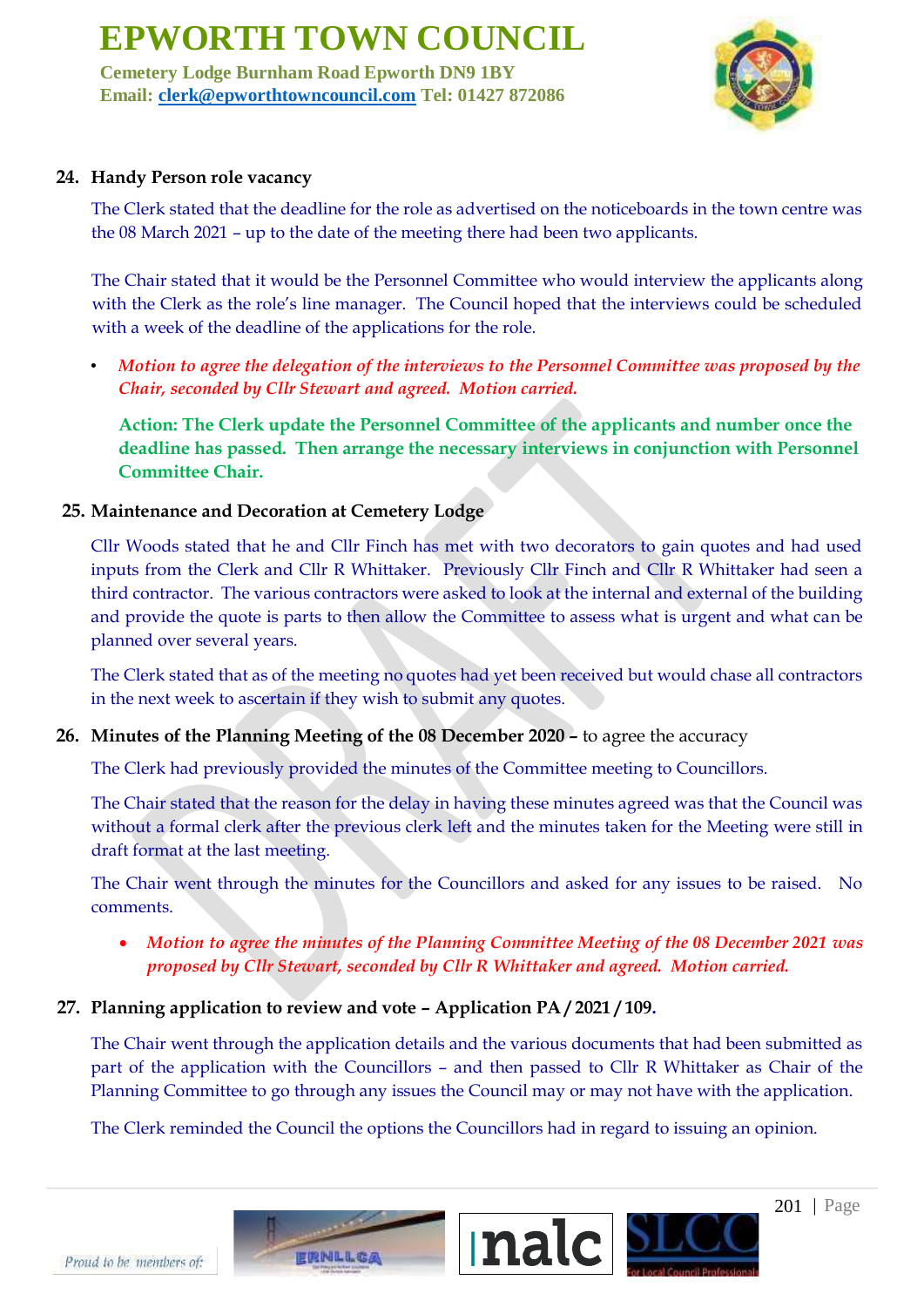## 24. Handy Person role vacancy

The Clerk stated that the deadline for the role as advertised on the noticeboards in the town centre was the 08 March 2021 – up to the date of the meeting there had been two applicants.

The Chair stated that it would be the Personnel Committee who would interview the applicants along with the Clerk as the role's line manager. The Council hoped that the interviews could be scheduled with a week of the deadline of the applications for the role.

- ***Motion to agree the delegation of the interviews to the Personnel Committee was proposed by the Chair, seconded by Cllr Stewart and agreed. Motion carried.***

**Action: The Clerk update the Personnel Committee of the applicants and number once the deadline has passed. Then arrange the necessary interviews in conjunction with Personnel Committee Chair.**

## 25. Maintenance and Decoration at Cemetery Lodge

Cllr Woods stated that he and Cllr Finch has met with two decorators to gain quotes and had used inputs from the Clerk and Cllr R Whittaker. Previously Cllr Finch and Cllr R Whittaker had seen a third contractor. The various contractors were asked to look at the internal and external of the building and provide the quote is parts to then allow the Committee to assess what is urgent and what can be planned over several years.

The Clerk stated that as of the meeting no quotes had yet been received but would chase all contractors in the next week to ascertain if they wish to submit any quotes.

## 26. Minutes of the Planning Meeting of the 08 December 2020 – to agree the accuracy

The Clerk had previously provided the minutes of the Committee meeting to Councillors.

The Chair stated that the reason for the delay in having these minutes agreed was that the Council was without a formal clerk after the previous clerk left and the minutes taken for the Meeting were still in draft format at the last meeting.

The Chair went through the minutes for the Councillors and asked for any issues to be raised. No comments.

- ***Motion to agree the minutes of the Planning Committee Meeting of the 08 December 2021 was proposed by Cllr Stewart, seconded by Cllr R Whittaker and agreed. Motion carried.***

## 27. Planning application to review and vote – Application PA / 2021 / 109.

The Chair went through the application details and the various documents that had been submitted as part of the application with the Councillors – and then passed to Cllr R Whittaker as Chair of the Planning Committee to go through any issues the Council may or may not have with the application.

The Clerk reminded the Council the options the Councillors had in regard to issuing an opinion.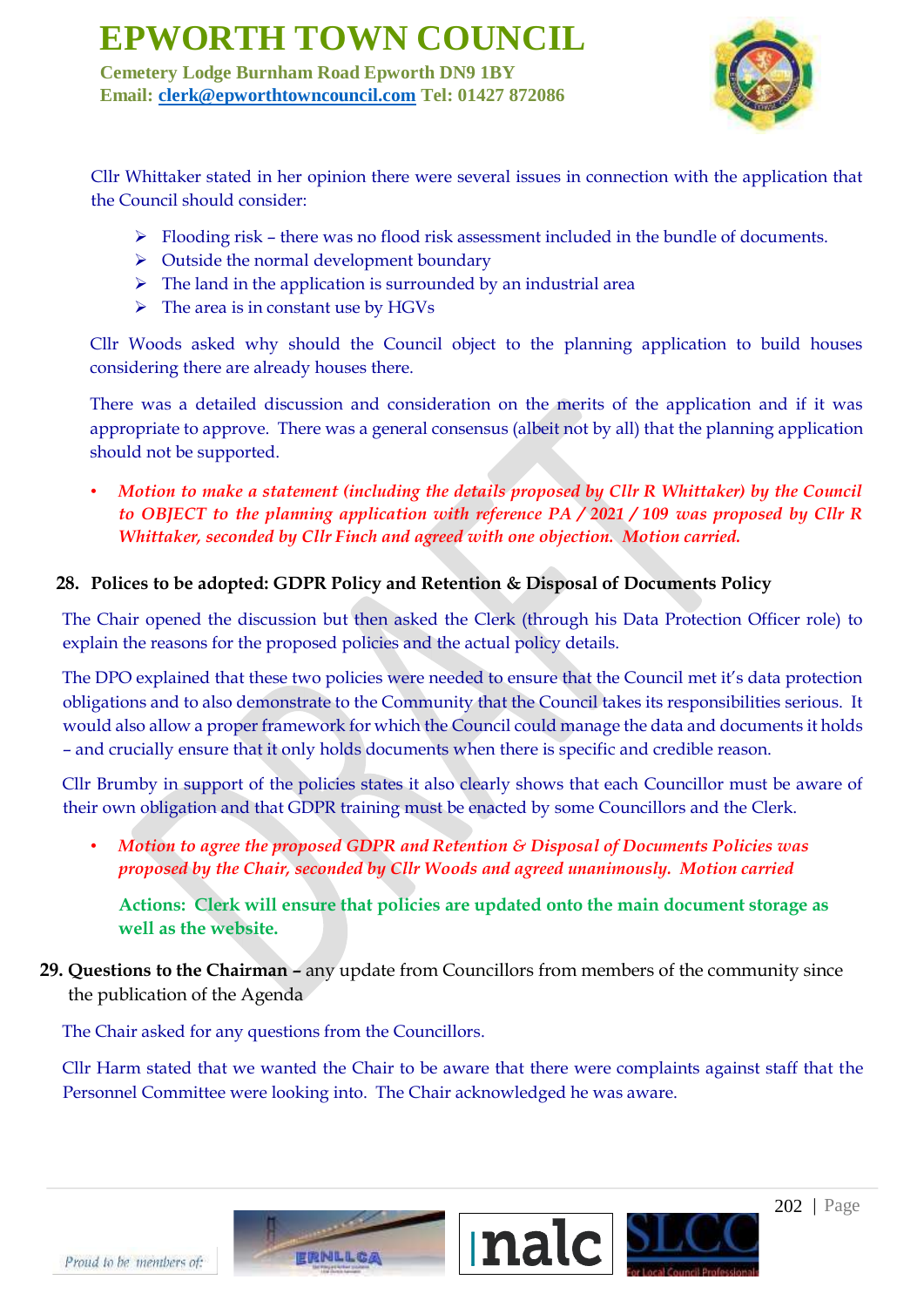Cllr Whittaker stated in her opinion there were several issues in connection with the application that the Council should consider:

- Flooding risk – there was no flood risk assessment included in the bundle of documents.
- Outside the normal development boundary
- The land in the application is surrounded by an industrial area
- The area is in constant use by HGVs

Cllr Woods asked why should the Council object to the planning application to build houses considering there are already houses there.

There was a detailed discussion and consideration on the merits of the application and if it was appropriate to approve. There was a general consensus (albeit not by all) that the planning application should not be supported.

- ***Motion to make a statement (including the details proposed by Cllr R Whittaker) by the Council to OBJECT to the planning application with reference PA / 2021 / 109 was proposed by Cllr R Whittaker, seconded by Cllr Finch and agreed with one objection. Motion carried.***

## 28. Polices to be adopted: GDPR Policy and Retention & Disposal of Documents Policy

The Chair opened the discussion but then asked the Clerk (through his Data Protection Officer role) to explain the reasons for the proposed policies and the actual policy details.

The DPO explained that these two policies were needed to ensure that the Council met it's data protection obligations and to also demonstrate to the Community that the Council takes its responsibilities serious. It would also allow a proper framework for which the Council could manage the data and documents it holds – and crucially ensure that it only holds documents when there is specific and credible reason.

Cllr Brumby in support of the policies states it also clearly shows that each Councillor must be aware of their own obligation and that GDPR training must be enacted by some Councillors and the Clerk.

- ***Motion to agree the proposed GDPR and Retention & Disposal of Documents Policies was proposed by the Chair, seconded by Cllr Woods and agreed unanimously. Motion carried***

**Actions: Clerk will ensure that policies are updated onto the main document storage as well as the website.**

## 29. Questions to the Chairman – any update from Councillors from members of the community since the publication of the Agenda

The Chair asked for any questions from the Councillors.

Cllr Harm stated that we wanted the Chair to be aware that there were complaints against staff that the Personnel Committee were looking into. The Chair acknowledged he was aware.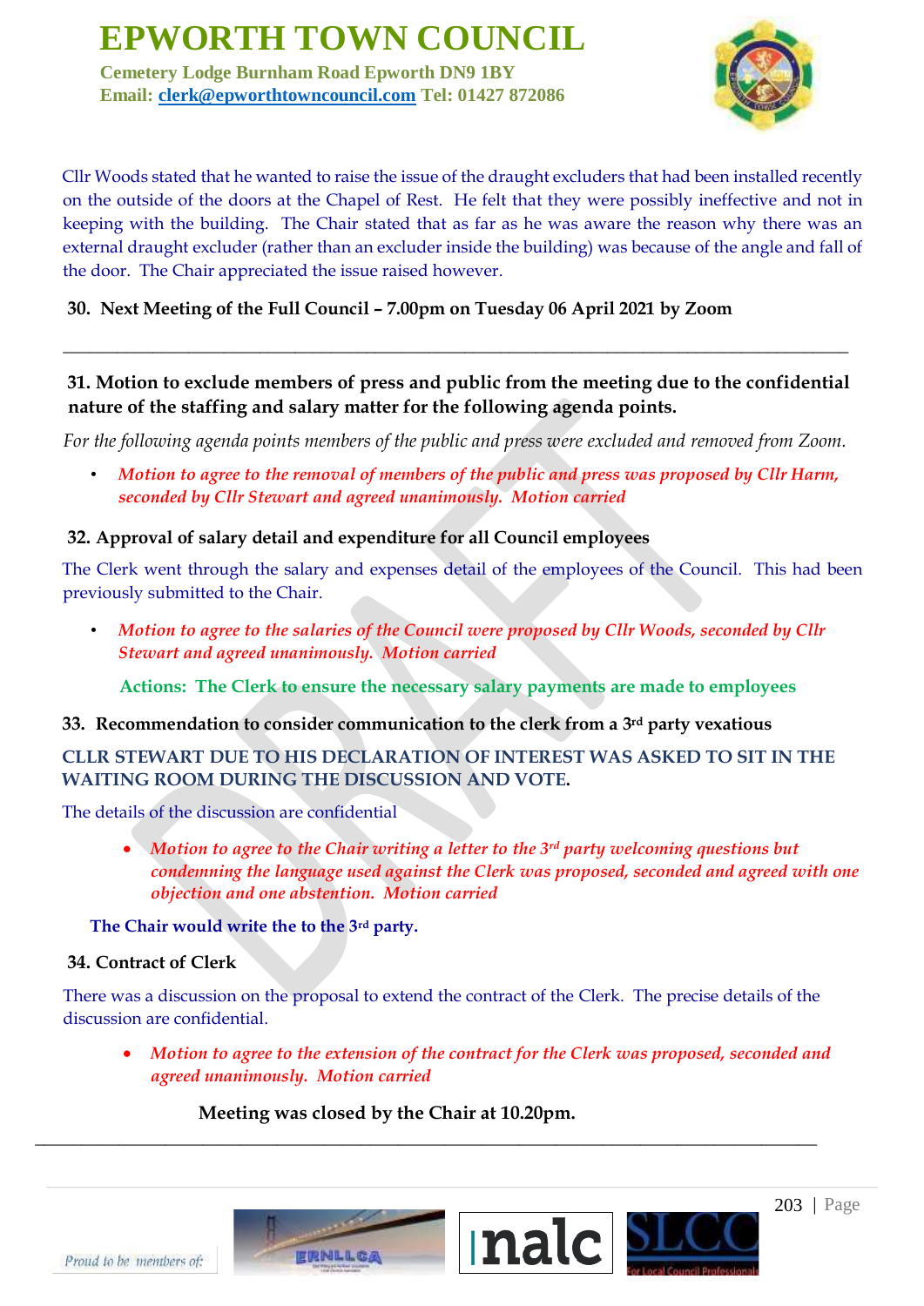Cllr Woods stated that he wanted to raise the issue of the draught excluders that had been installed recently on the outside of the doors at the Chapel of Rest. He felt that they were possibly ineffective and not in keeping with the building. The Chair stated that as far as he was aware the reason why there was an external draught excluder (rather than an excluder inside the building) was because of the angle and fall of the door. The Chair appreciated the issue raised however.

**30. Next Meeting of the Full Council – 7.00pm on Tuesday 06 April 2021 by Zoom**

---

**31. Motion to exclude members of press and public from the meeting due to the confidential nature of the staffing and salary matter for the following agenda points.**

*For the following agenda points members of the public and press were excluded and removed from Zoom.*

- *Motion to agree to the removal of members of the public and press was proposed by Cllr Harm, seconded by Cllr Stewart and agreed unanimously. Motion carried*

**32. Approval of salary detail and expenditure for all Council employees**

The Clerk went through the salary and expenses detail of the employees of the Council. This had been previously submitted to the Chair.

- *Motion to agree to the salaries of the Council were proposed by Cllr Woods, seconded by Cllr Stewart and agreed unanimously. Motion carried*

**Actions: The Clerk to ensure the necessary salary payments are made to employees**

**33. Recommendation to consider communication to the clerk from a 3rd party vexatious**

**CLLR STEWART DUE TO HIS DECLARATION OF INTEREST WAS ASKED TO SIT IN THE WAITING ROOM DURING THE DISCUSSION AND VOTE.**

The details of the discussion are confidential

- *Motion to agree to the Chair writing a letter to the 3rd party welcoming questions but condemning the language used against the Clerk was proposed, seconded and agreed with one objection and one abstention. Motion carried*

**The Chair would write the to the 3rd party.**

**34. Contract of Clerk**

There was a discussion on the proposal to extend the contract of the Clerk. The precise details of the discussion are confidential.

- *Motion to agree to the extension of the contract for the Clerk was proposed, seconded and agreed unanimously. Motion carried*

**Meeting was closed by the Chair at 10.20pm.**

---